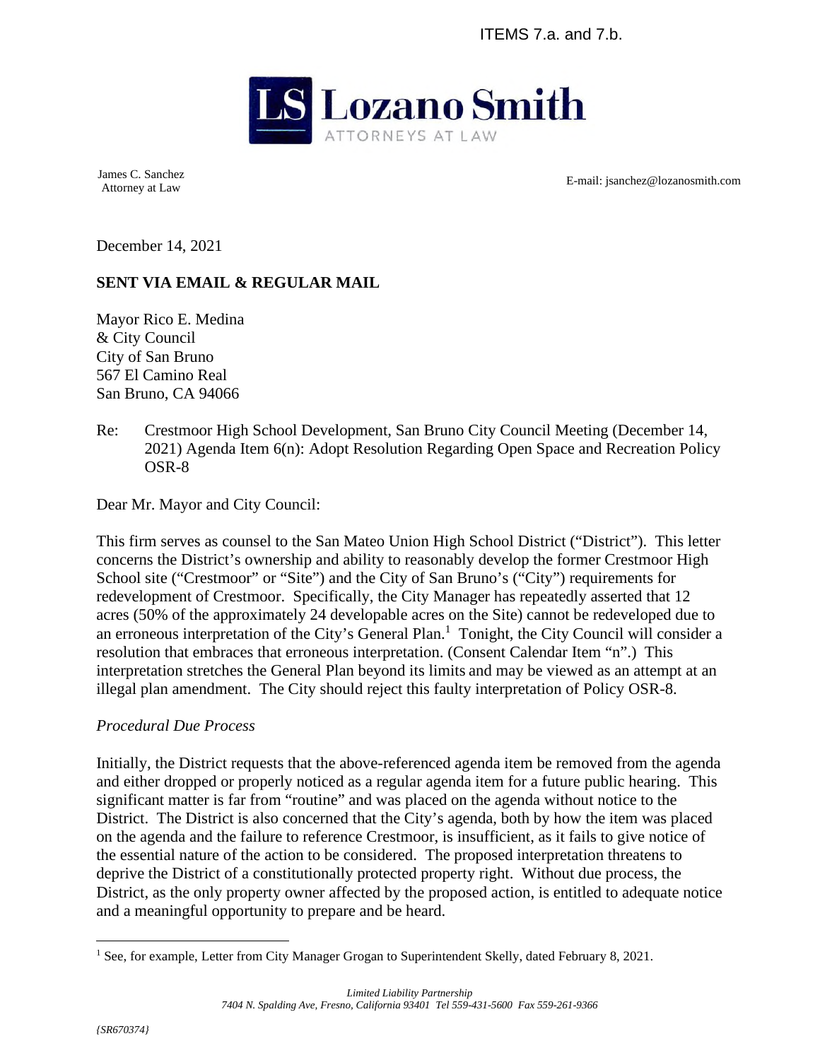ITEMS 7.a. and 7.b.

**Lozano Smith**
ATTORNEYS AT LAW

James C. Sanchez
Attorney at Law

E-mail: jsanchez@lozanosmith.com

December 14, 2021

**SENT VIA EMAIL & REGULAR MAIL**

Mayor Rico E. Medina
& City Council
City of San Bruno
567 El Camino Real
San Bruno, CA 94066

Re: Crestmoor High School Development, San Bruno City Council Meeting (December 14, 2021) Agenda Item 6(n): Adopt Resolution Regarding Open Space and Recreation Policy OSR-8

Dear Mr. Mayor and City Council:

This firm serves as counsel to the San Mateo Union High School District ("District"). This letter concerns the District's ownership and ability to reasonably develop the former Crestmoor High School site ("Crestmoor" or "Site") and the City of San Bruno's ("City") requirements for redevelopment of Crestmoor. Specifically, the City Manager has repeatedly asserted that 12 acres (50% of the approximately 24 developable acres on the Site) cannot be redeveloped due to an erroneous interpretation of the City's General Plan.[1] Tonight, the City Council will consider a resolution that embraces that erroneous interpretation. (Consent Calendar Item "n".) This interpretation stretches the General Plan beyond its limits and may be viewed as an attempt at an illegal plan amendment. The City should reject this faulty interpretation of Policy OSR-8.

*Procedural Due Process*

Initially, the District requests that the above-referenced agenda item be removed from the agenda and either dropped or properly noticed as a regular agenda item for a future public hearing. This significant matter is far from "routine" and was placed on the agenda without notice to the District. The District is also concerned that the City's agenda, both by how the item was placed on the agenda and the failure to reference Crestmoor, is insufficient, as it fails to give notice of the essential nature of the action to be considered. The proposed interpretation threatens to deprive the District of a constitutionally protected property right. Without due process, the District, as the only property owner affected by the proposed action, is entitled to adequate notice and a meaningful opportunity to prepare and be heard.

[1] See, for example, Letter from City Manager Grogan to Superintendent Skelly, dated February 8, 2021.

*Limited Liability Partnership*
*7404 N. Spalding Ave, Fresno, California 93401 Tel 559-431-5600 Fax 559-261-9366*

*{SR670374}*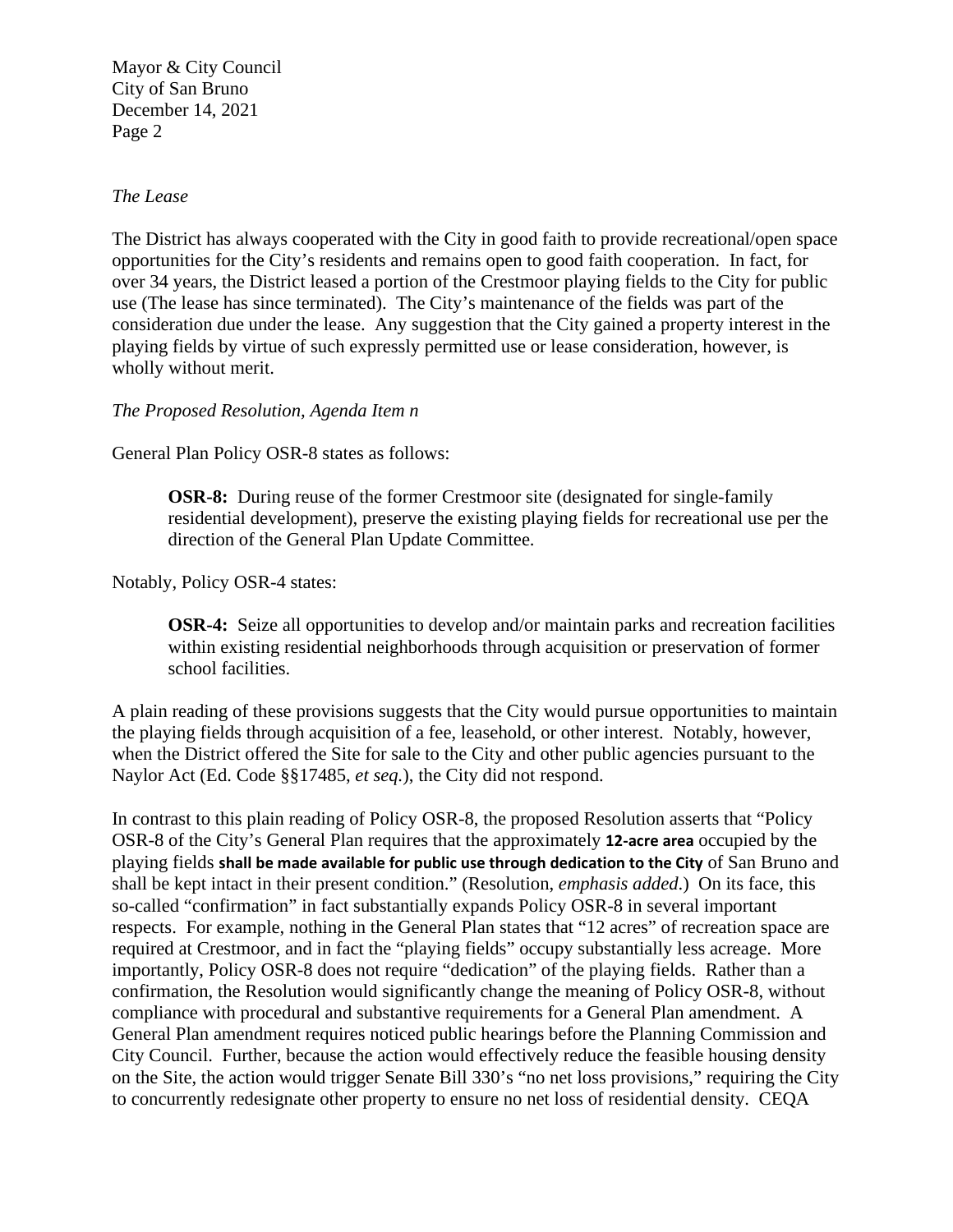*The Lease*

The District has always cooperated with the City in good faith to provide recreational/open space opportunities for the City's residents and remains open to good faith cooperation. In fact, for over 34 years, the District leased a portion of the Crestmoor playing fields to the City for public use (The lease has since terminated). The City's maintenance of the fields was part of the consideration due under the lease. Any suggestion that the City gained a property interest in the playing fields by virtue of such expressly permitted use or lease consideration, however, is wholly without merit.

*The Proposed Resolution, Agenda Item n*

General Plan Policy OSR-8 states as follows:

> **OSR-8:** During reuse of the former Crestmoor site (designated for single-family residential development), preserve the existing playing fields for recreational use per the direction of the General Plan Update Committee.

Notably, Policy OSR-4 states:

> **OSR-4:** Seize all opportunities to develop and/or maintain parks and recreation facilities within existing residential neighborhoods through acquisition or preservation of former school facilities.

A plain reading of these provisions suggests that the City would pursue opportunities to maintain the playing fields through acquisition of a fee, leasehold, or other interest. Notably, however, when the District offered the Site for sale to the City and other public agencies pursuant to the Naylor Act (Ed. Code §§17485, *et seq.*), the City did not respond.

In contrast to this plain reading of Policy OSR-8, the proposed Resolution asserts that "Policy OSR-8 of the City's General Plan requires that the approximately **12-acre area** occupied by the playing fields **shall be made available for public use through dedication to the City** of San Bruno and shall be kept intact in their present condition." (Resolution, *emphasis added*.) On its face, this so-called "confirmation" in fact substantially expands Policy OSR-8 in several important respects. For example, nothing in the General Plan states that "12 acres" of recreation space are required at Crestmoor, and in fact the "playing fields" occupy substantially less acreage. More importantly, Policy OSR-8 does not require "dedication" of the playing fields. Rather than a confirmation, the Resolution would significantly change the meaning of Policy OSR-8, without compliance with procedural and substantive requirements for a General Plan amendment. A General Plan amendment requires noticed public hearings before the Planning Commission and City Council. Further, because the action would effectively reduce the feasible housing density on the Site, the action would trigger Senate Bill 330's "no net loss provisions," requiring the City to concurrently redesignate other property to ensure no net loss of residential density. CEQA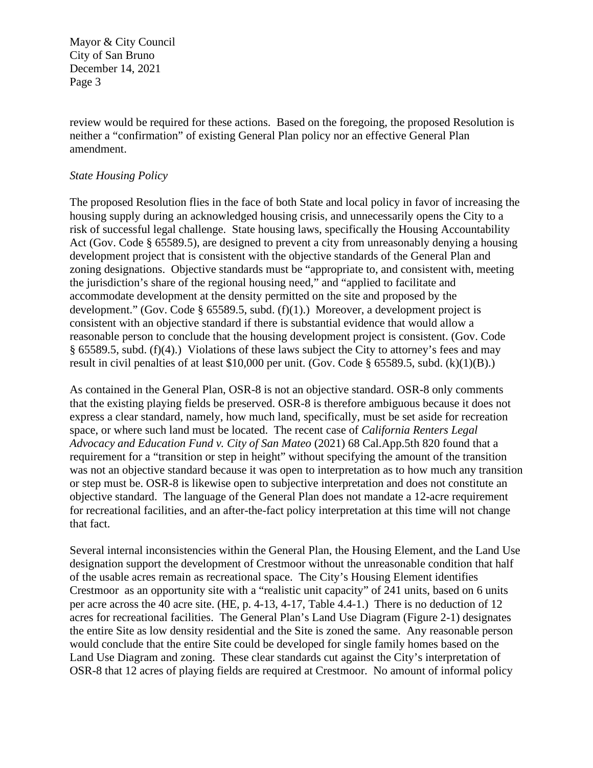review would be required for these actions. Based on the foregoing, the proposed Resolution is neither a "confirmation" of existing General Plan policy nor an effective General Plan amendment.

*State Housing Policy*

The proposed Resolution flies in the face of both State and local policy in favor of increasing the housing supply during an acknowledged housing crisis, and unnecessarily opens the City to a risk of successful legal challenge. State housing laws, specifically the Housing Accountability Act (Gov. Code § 65589.5), are designed to prevent a city from unreasonably denying a housing development project that is consistent with the objective standards of the General Plan and zoning designations. Objective standards must be "appropriate to, and consistent with, meeting the jurisdiction's share of the regional housing need," and "applied to facilitate and accommodate development at the density permitted on the site and proposed by the development." (Gov. Code § 65589.5, subd. (f)(1).) Moreover, a development project is consistent with an objective standard if there is substantial evidence that would allow a reasonable person to conclude that the housing development project is consistent. (Gov. Code § 65589.5, subd. (f)(4).) Violations of these laws subject the City to attorney's fees and may result in civil penalties of at least $10,000 per unit. (Gov. Code § 65589.5, subd. (k)(1)(B).)

As contained in the General Plan, OSR-8 is not an objective standard. OSR-8 only comments that the existing playing fields be preserved. OSR-8 is therefore ambiguous because it does not express a clear standard, namely, how much land, specifically, must be set aside for recreation space, or where such land must be located. The recent case of *California Renters Legal Advocacy and Education Fund v. City of San Mateo* (2021) 68 Cal.App.5th 820 found that a requirement for a "transition or step in height" without specifying the amount of the transition was not an objective standard because it was open to interpretation as to how much any transition or step must be. OSR-8 is likewise open to subjective interpretation and does not constitute an objective standard. The language of the General Plan does not mandate a 12-acre requirement for recreational facilities, and an after-the-fact policy interpretation at this time will not change that fact.

Several internal inconsistencies within the General Plan, the Housing Element, and the Land Use designation support the development of Crestmoor without the unreasonable condition that half of the usable acres remain as recreational space. The City's Housing Element identifies Crestmoor as an opportunity site with a "realistic unit capacity" of 241 units, based on 6 units per acre across the 40 acre site. (HE, p. 4-13, 4-17, Table 4.4-1.) There is no deduction of 12 acres for recreational facilities. The General Plan's Land Use Diagram (Figure 2-1) designates the entire Site as low density residential and the Site is zoned the same. Any reasonable person would conclude that the entire Site could be developed for single family homes based on the Land Use Diagram and zoning. These clear standards cut against the City's interpretation of OSR-8 that 12 acres of playing fields are required at Crestmoor. No amount of informal policy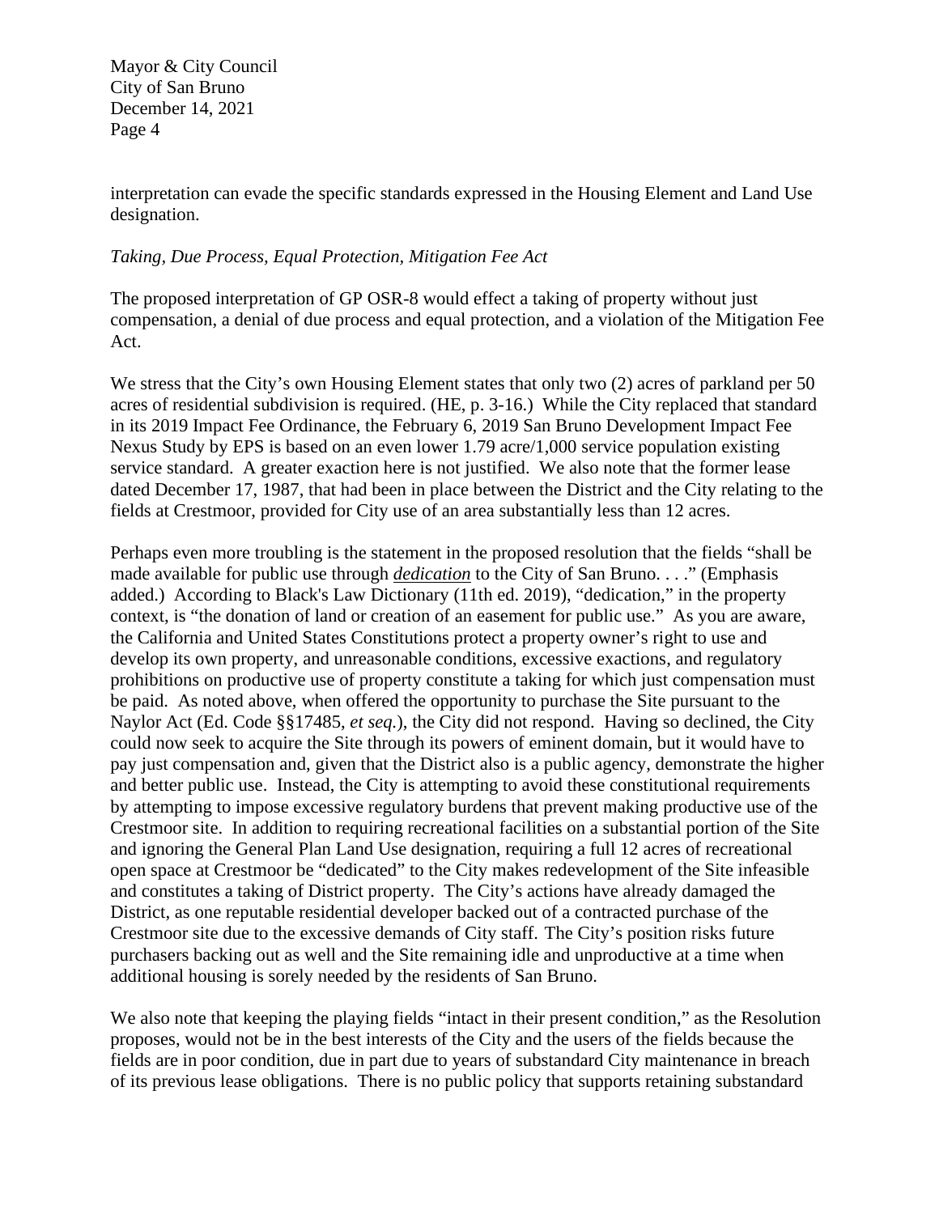interpretation can evade the specific standards expressed in the Housing Element and Land Use designation.

*Taking, Due Process, Equal Protection, Mitigation Fee Act*

The proposed interpretation of GP OSR-8 would effect a taking of property without just compensation, a denial of due process and equal protection, and a violation of the Mitigation Fee Act.

We stress that the City's own Housing Element states that only two (2) acres of parkland per 50 acres of residential subdivision is required. (HE, p. 3-16.) While the City replaced that standard in its 2019 Impact Fee Ordinance, the February 6, 2019 San Bruno Development Impact Fee Nexus Study by EPS is based on an even lower 1.79 acre/1,000 service population existing service standard. A greater exaction here is not justified. We also note that the former lease dated December 17, 1987, that had been in place between the District and the City relating to the fields at Crestmoor, provided for City use of an area substantially less than 12 acres.

Perhaps even more troubling is the statement in the proposed resolution that the fields "shall be made available for public use through ***dedication*** to the City of San Bruno. . . ." (Emphasis added.) According to Black's Law Dictionary (11th ed. 2019), "dedication," in the property context, is "the donation of land or creation of an easement for public use." As you are aware, the California and United States Constitutions protect a property owner's right to use and develop its own property, and unreasonable conditions, excessive exactions, and regulatory prohibitions on productive use of property constitute a taking for which just compensation must be paid. As noted above, when offered the opportunity to purchase the Site pursuant to the Naylor Act (Ed. Code §§17485, *et seq.*), the City did not respond. Having so declined, the City could now seek to acquire the Site through its powers of eminent domain, but it would have to pay just compensation and, given that the District also is a public agency, demonstrate the higher and better public use. Instead, the City is attempting to avoid these constitutional requirements by attempting to impose excessive regulatory burdens that prevent making productive use of the Crestmoor site. In addition to requiring recreational facilities on a substantial portion of the Site and ignoring the General Plan Land Use designation, requiring a full 12 acres of recreational open space at Crestmoor be "dedicated" to the City makes redevelopment of the Site infeasible and constitutes a taking of District property. The City's actions have already damaged the District, as one reputable residential developer backed out of a contracted purchase of the Crestmoor site due to the excessive demands of City staff. The City's position risks future purchasers backing out as well and the Site remaining idle and unproductive at a time when additional housing is sorely needed by the residents of San Bruno.

We also note that keeping the playing fields "intact in their present condition," as the Resolution proposes, would not be in the best interests of the City and the users of the fields because the fields are in poor condition, due in part due to years of substandard City maintenance in breach of its previous lease obligations. There is no public policy that supports retaining substandard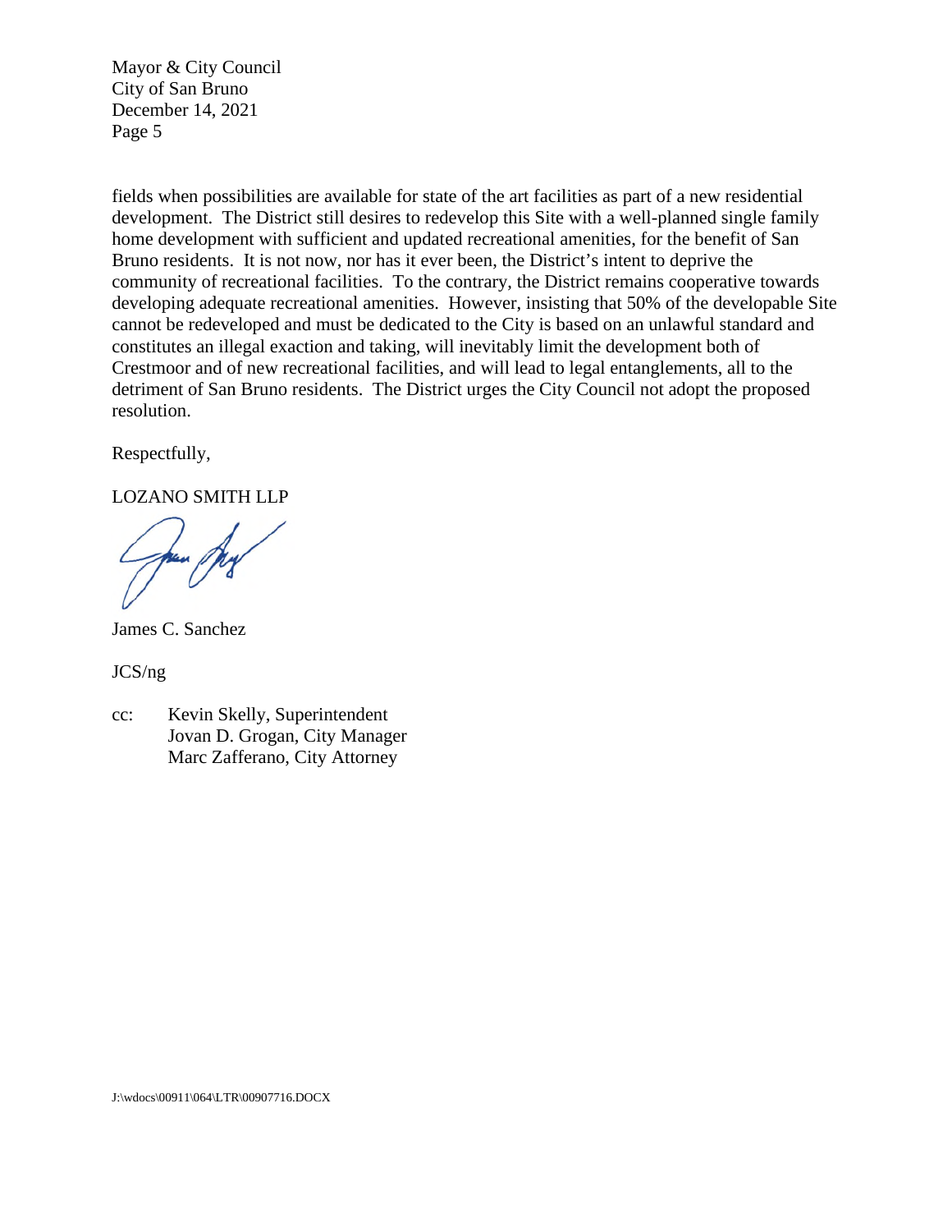fields when possibilities are available for state of the art facilities as part of a new residential development. The District still desires to redevelop this Site with a well-planned single family home development with sufficient and updated recreational amenities, for the benefit of San Bruno residents. It is not now, nor has it ever been, the District's intent to deprive the community of recreational facilities. To the contrary, the District remains cooperative towards developing adequate recreational amenities. However, insisting that 50% of the developable Site cannot be redeveloped and must be dedicated to the City is based on an unlawful standard and constitutes an illegal exaction and taking, will inevitably limit the development both of Crestmoor and of new recreational facilities, and will lead to legal entanglements, all to the detriment of San Bruno residents. The District urges the City Council not adopt the proposed resolution.

Respectfully,

LOZANO SMITH LLP

James C. Sanchez

JCS/ng

cc: Kevin Skelly, Superintendent
Jovan D. Grogan, City Manager
Marc Zafferano, City Attorney

J:\wdocs\00911\064\LTR\00907716.DOCX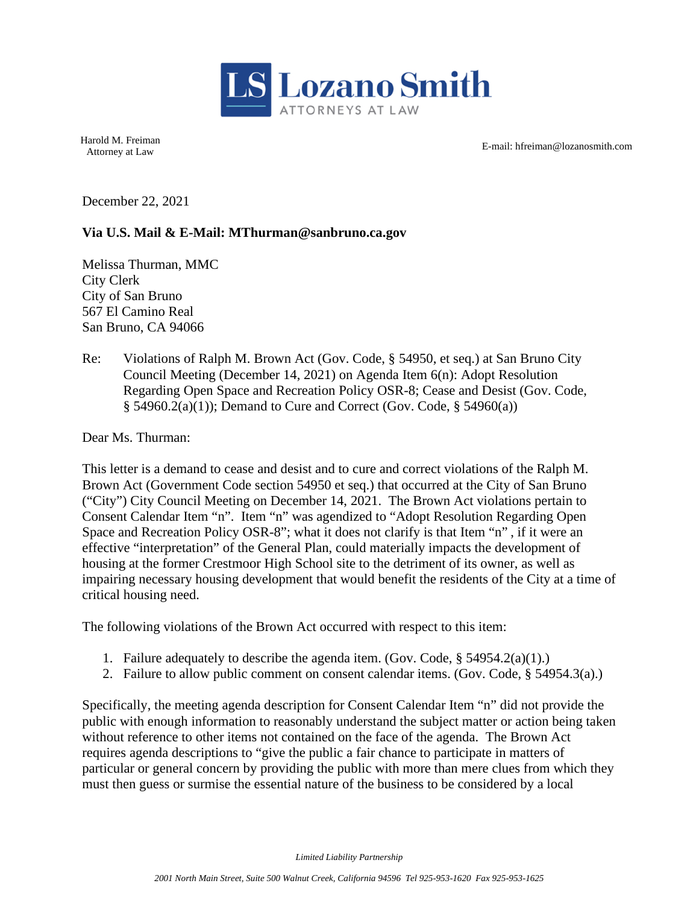**LS Lozano Smith**
ATTORNEYS AT LAW

Harold M. Freiman
Attorney at Law

E-mail: hfreiman@lozanosmith.com

December 22, 2021

**Via U.S. Mail & E-Mail: MThurman@sanbruno.ca.gov**

Melissa Thurman, MMC
City Clerk
City of San Bruno
567 El Camino Real
San Bruno, CA 94066

Re: Violations of Ralph M. Brown Act (Gov. Code, § 54950, et seq.) at San Bruno City Council Meeting (December 14, 2021) on Agenda Item 6(n): Adopt Resolution Regarding Open Space and Recreation Policy OSR-8; Cease and Desist (Gov. Code, § 54960.2(a)(1)); Demand to Cure and Correct (Gov. Code, § 54960(a))

Dear Ms. Thurman:

This letter is a demand to cease and desist and to cure and correct violations of the Ralph M. Brown Act (Government Code section 54950 et seq.) that occurred at the City of San Bruno ("City") City Council Meeting on December 14, 2021. The Brown Act violations pertain to Consent Calendar Item "n". Item "n" was agendized to "Adopt Resolution Regarding Open Space and Recreation Policy OSR-8"; what it does not clarify is that Item "n" , if it were an effective "interpretation" of the General Plan, could materially impacts the development of housing at the former Crestmoor High School site to the detriment of its owner, as well as impairing necessary housing development that would benefit the residents of the City at a time of critical housing need.

The following violations of the Brown Act occurred with respect to this item:

1. Failure adequately to describe the agenda item. (Gov. Code, § 54954.2(a)(1).)
2. Failure to allow public comment on consent calendar items. (Gov. Code, § 54954.3(a).)

Specifically, the meeting agenda description for Consent Calendar Item "n" did not provide the public with enough information to reasonably understand the subject matter or action being taken without reference to other items not contained on the face of the agenda. The Brown Act requires agenda descriptions to "give the public a fair chance to participate in matters of particular or general concern by providing the public with more than mere clues from which they must then guess or surmise the essential nature of the business to be considered by a local

*Limited Liability Partnership*

*2001 North Main Street, Suite 500 Walnut Creek, California 94596 Tel 925-953-1620 Fax 925-953-1625*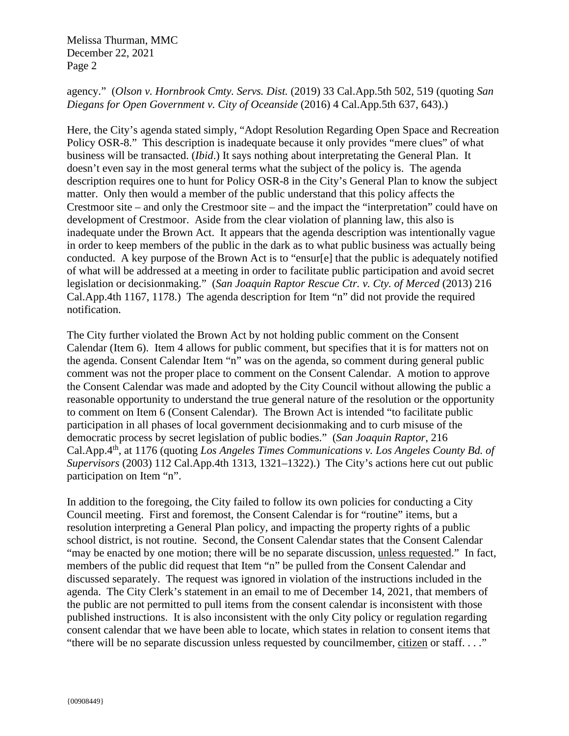agency." (*Olson v. Hornbrook Cmty. Servs. Dist.* (2019) 33 Cal.App.5th 502, 519 (quoting *San Diegans for Open Government v. City of Oceanside* (2016) 4 Cal.App.5th 637, 643).)

Here, the City's agenda stated simply, "Adopt Resolution Regarding Open Space and Recreation Policy OSR-8." This description is inadequate because it only provides "mere clues" of what business will be transacted. (*Ibid*.) It says nothing about interpretating the General Plan. It doesn't even say in the most general terms what the subject of the policy is. The agenda description requires one to hunt for Policy OSR-8 in the City's General Plan to know the subject matter. Only then would a member of the public understand that this policy affects the Crestmoor site – and only the Crestmoor site – and the impact the "interpretation" could have on development of Crestmoor. Aside from the clear violation of planning law, this also is inadequate under the Brown Act. It appears that the agenda description was intentionally vague in order to keep members of the public in the dark as to what public business was actually being conducted. A key purpose of the Brown Act is to "ensur[e] that the public is adequately notified of what will be addressed at a meeting in order to facilitate public participation and avoid secret legislation or decisionmaking." (*San Joaquin Raptor Rescue Ctr. v. Cty. of Merced* (2013) 216 Cal.App.4th 1167, 1178.) The agenda description for Item "n" did not provide the required notification.

The City further violated the Brown Act by not holding public comment on the Consent Calendar (Item 6). Item 4 allows for public comment, but specifies that it is for matters not on the agenda. Consent Calendar Item "n" was on the agenda, so comment during general public comment was not the proper place to comment on the Consent Calendar. A motion to approve the Consent Calendar was made and adopted by the City Council without allowing the public a reasonable opportunity to understand the true general nature of the resolution or the opportunity to comment on Item 6 (Consent Calendar). The Brown Act is intended "to facilitate public participation in all phases of local government decisionmaking and to curb misuse of the democratic process by secret legislation of public bodies." (*San Joaquin Raptor*, 216 Cal.App.4th, at 1176 (quoting *Los Angeles Times Communications v. Los Angeles County Bd. of Supervisors* (2003) 112 Cal.App.4th 1313, 1321–1322).) The City's actions here cut out public participation on Item "n".

In addition to the foregoing, the City failed to follow its own policies for conducting a City Council meeting. First and foremost, the Consent Calendar is for "routine" items, but a resolution interpreting a General Plan policy, and impacting the property rights of a public school district, is not routine. Second, the Consent Calendar states that the Consent Calendar "may be enacted by one motion; there will be no separate discussion, <u>unless requested</u>." In fact, members of the public did request that Item "n" be pulled from the Consent Calendar and discussed separately. The request was ignored in violation of the instructions included in the agenda. The City Clerk's statement in an email to me of December 14, 2021, that members of the public are not permitted to pull items from the consent calendar is inconsistent with those published instructions. It is also inconsistent with the only City policy or regulation regarding consent calendar that we have been able to locate, which states in relation to consent items that "there will be no separate discussion unless requested by councilmember, <u>citizen</u> or staff. . . ."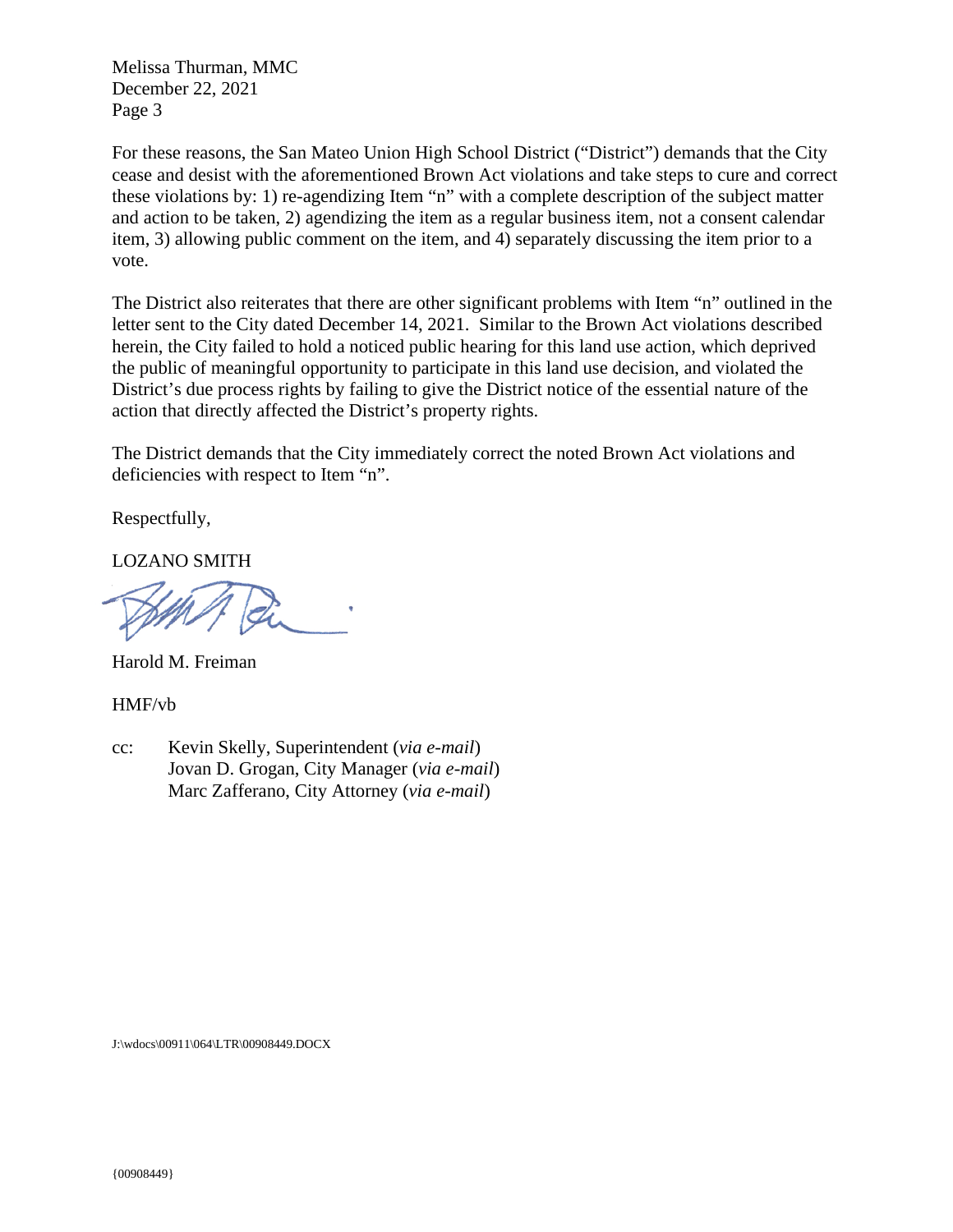For these reasons, the San Mateo Union High School District ("District") demands that the City cease and desist with the aforementioned Brown Act violations and take steps to cure and correct these violations by: 1) re-agendizing Item "n" with a complete description of the subject matter and action to be taken, 2) agendizing the item as a regular business item, not a consent calendar item, 3) allowing public comment on the item, and 4) separately discussing the item prior to a vote.

The District also reiterates that there are other significant problems with Item "n" outlined in the letter sent to the City dated December 14, 2021. Similar to the Brown Act violations described herein, the City failed to hold a noticed public hearing for this land use action, which deprived the public of meaningful opportunity to participate in this land use decision, and violated the District's due process rights by failing to give the District notice of the essential nature of the action that directly affected the District's property rights.

The District demands that the City immediately correct the noted Brown Act violations and deficiencies with respect to Item "n".

Respectfully,

LOZANO SMITH

Harold M. Freiman

HMF/vb

cc: Kevin Skelly, Superintendent (*via e-mail*)
Jovan D. Grogan, City Manager (*via e-mail*)
Marc Zafferano, City Attorney (*via e-mail*)

J:\wdocs\00911\064\LTR\00908449.DOCX

{00908449}